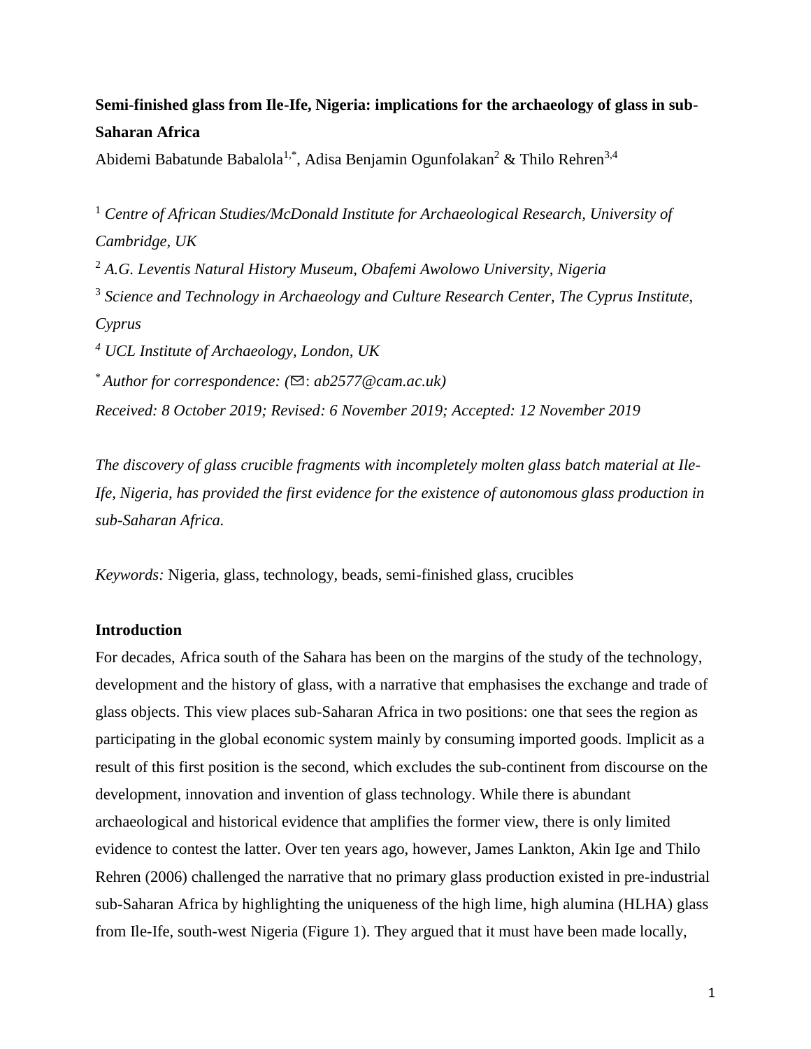**Semi-finished glass from Ile-Ife, Nigeria: implications for the archaeology of glass in sub-Saharan Africa**

Abidemi Babatunde Babalola[1,*], Adisa Benjamin Ogunfolakan[2] & Thilo Rehren[3,4]

[1] *Centre of African Studies/McDonald Institute for Archaeological Research, University of Cambridge, UK*

[2] *A.G. Leventis Natural History Museum, Obafemi Awolowo University, Nigeria*

[3] *Science and Technology in Archaeology and Culture Research Center, The Cyprus Institute, Cyprus*

[4] *UCL Institute of Archaeology, London, UK*

[*] *Author for correspondence: (✉: ab2577@cam.ac.uk)*

*Received: 8 October 2019; Revised: 6 November 2019; Accepted: 12 November 2019*

*The discovery of glass crucible fragments with incompletely molten glass batch material at Ile-Ife, Nigeria, has provided the first evidence for the existence of autonomous glass production in sub-Saharan Africa.*

*Keywords:* Nigeria, glass, technology, beads, semi-finished glass, crucibles

## Introduction

For decades, Africa south of the Sahara has been on the margins of the study of the technology, development and the history of glass, with a narrative that emphasises the exchange and trade of glass objects. This view places sub-Saharan Africa in two positions: one that sees the region as participating in the global economic system mainly by consuming imported goods. Implicit as a result of this first position is the second, which excludes the sub-continent from discourse on the development, innovation and invention of glass technology. While there is abundant archaeological and historical evidence that amplifies the former view, there is only limited evidence to contest the latter. Over ten years ago, however, James Lankton, Akin Ige and Thilo Rehren (2006) challenged the narrative that no primary glass production existed in pre-industrial sub-Saharan Africa by highlighting the uniqueness of the high lime, high alumina (HLHA) glass from Ile-Ife, south-west Nigeria (Figure 1). They argued that it must have been made locally,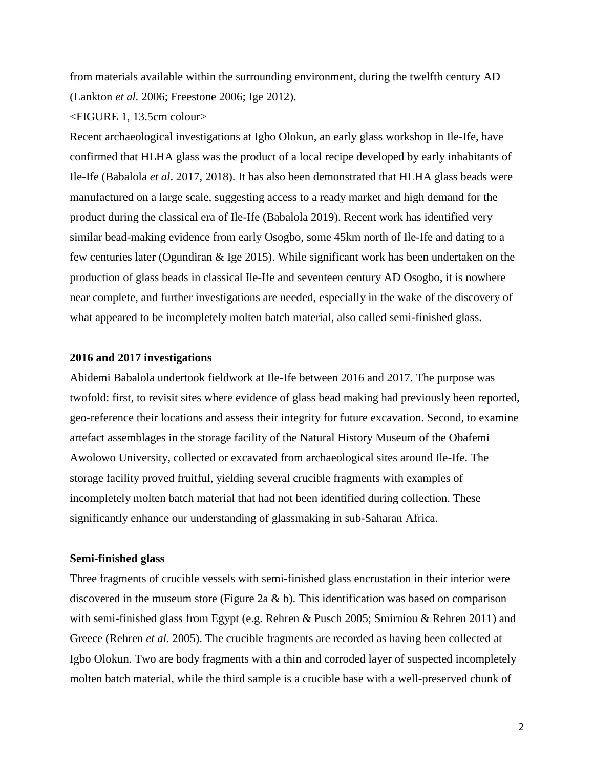from materials available within the surrounding environment, during the twelfth century AD (Lankton *et al.* 2006; Freestone 2006; Ige 2012).

<FIGURE 1, 13.5cm colour>

Recent archaeological investigations at Igbo Olokun, an early glass workshop in Ile-Ife, have confirmed that HLHA glass was the product of a local recipe developed by early inhabitants of Ile-Ife (Babalola *et al*. 2017, 2018). It has also been demonstrated that HLHA glass beads were manufactured on a large scale, suggesting access to a ready market and high demand for the product during the classical era of Ile-Ife (Babalola 2019). Recent work has identified very similar bead-making evidence from early Osogbo, some 45km north of Ile-Ife and dating to a few centuries later (Ogundiran & Ige 2015). While significant work has been undertaken on the production of glass beads in classical Ile-Ife and seventeen century AD Osogbo, it is nowhere near complete, and further investigations are needed, especially in the wake of the discovery of what appeared to be incompletely molten batch material, also called semi-finished glass.

**2016 and 2017 investigations**

Abidemi Babalola undertook fieldwork at Ile-Ife between 2016 and 2017. The purpose was twofold: first, to revisit sites where evidence of glass bead making had previously been reported, geo-reference their locations and assess their integrity for future excavation. Second, to examine artefact assemblages in the storage facility of the Natural History Museum of the Obafemi Awolowo University, collected or excavated from archaeological sites around Ile-Ife. The storage facility proved fruitful, yielding several crucible fragments with examples of incompletely molten batch material that had not been identified during collection. These significantly enhance our understanding of glassmaking in sub-Saharan Africa.

**Semi-finished glass**

Three fragments of crucible vessels with semi-finished glass encrustation in their interior were discovered in the museum store (Figure 2a & b). This identification was based on comparison with semi-finished glass from Egypt (e.g. Rehren & Pusch 2005; Smirniou & Rehren 2011) and Greece (Rehren *et al.* 2005). The crucible fragments are recorded as having been collected at Igbo Olokun. Two are body fragments with a thin and corroded layer of suspected incompletely molten batch material, while the third sample is a crucible base with a well-preserved chunk of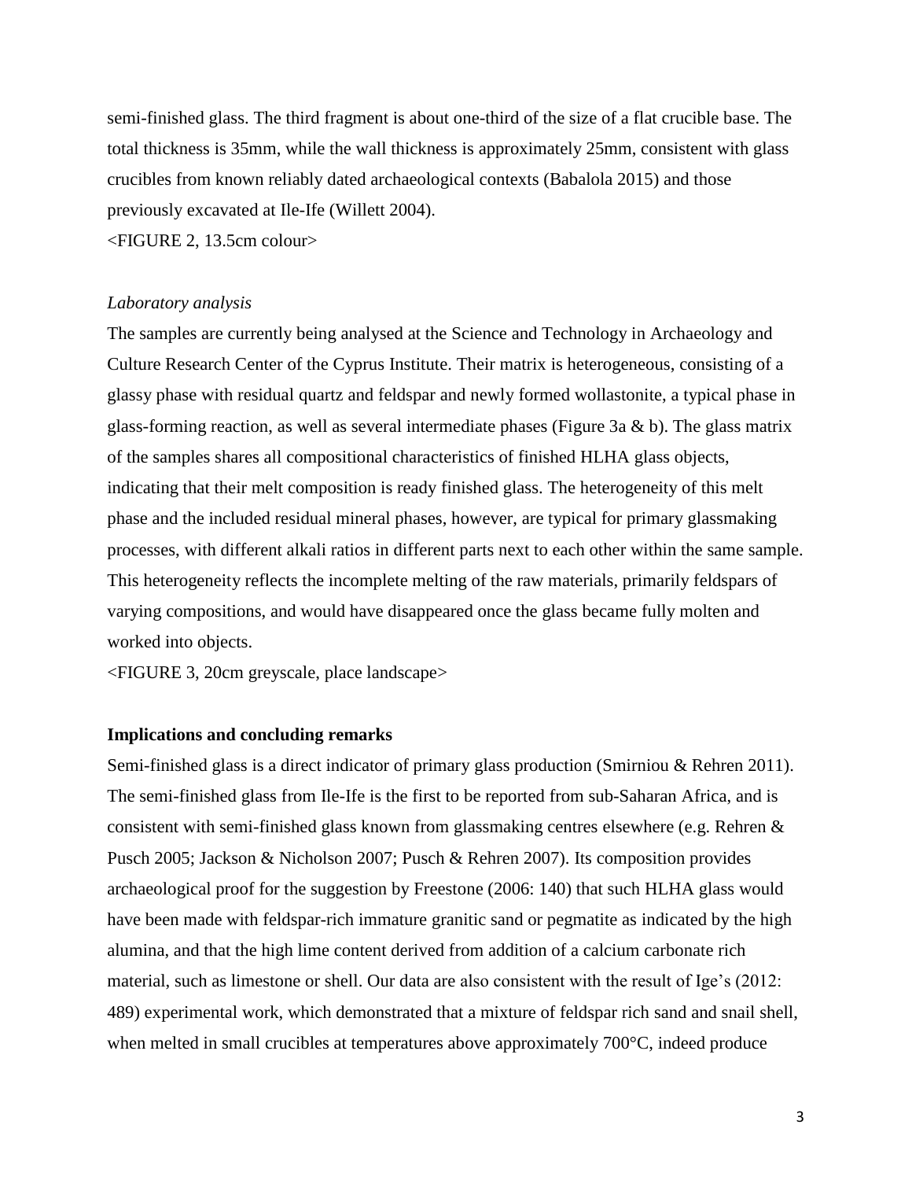semi-finished glass. The third fragment is about one-third of the size of a flat crucible base. The total thickness is 35mm, while the wall thickness is approximately 25mm, consistent with glass crucibles from known reliably dated archaeological contexts (Babalola 2015) and those previously excavated at Ile-Ife (Willett 2004).

<FIGURE 2, 13.5cm colour>

*Laboratory analysis*

The samples are currently being analysed at the Science and Technology in Archaeology and Culture Research Center of the Cyprus Institute. Their matrix is heterogeneous, consisting of a glassy phase with residual quartz and feldspar and newly formed wollastonite, a typical phase in glass-forming reaction, as well as several intermediate phases (Figure 3a & b). The glass matrix of the samples shares all compositional characteristics of finished HLHA glass objects, indicating that their melt composition is ready finished glass. The heterogeneity of this melt phase and the included residual mineral phases, however, are typical for primary glassmaking processes, with different alkali ratios in different parts next to each other within the same sample. This heterogeneity reflects the incomplete melting of the raw materials, primarily feldspars of varying compositions, and would have disappeared once the glass became fully molten and worked into objects.

<FIGURE 3, 20cm greyscale, place landscape>

**Implications and concluding remarks**

Semi-finished glass is a direct indicator of primary glass production (Smirniou & Rehren 2011). The semi-finished glass from Ile-Ife is the first to be reported from sub-Saharan Africa, and is consistent with semi-finished glass known from glassmaking centres elsewhere (e.g. Rehren & Pusch 2005; Jackson & Nicholson 2007; Pusch & Rehren 2007). Its composition provides archaeological proof for the suggestion by Freestone (2006: 140) that such HLHA glass would have been made with feldspar-rich immature granitic sand or pegmatite as indicated by the high alumina, and that the high lime content derived from addition of a calcium carbonate rich material, such as limestone or shell. Our data are also consistent with the result of Ige's (2012: 489) experimental work, which demonstrated that a mixture of feldspar rich sand and snail shell, when melted in small crucibles at temperatures above approximately 700°C, indeed produce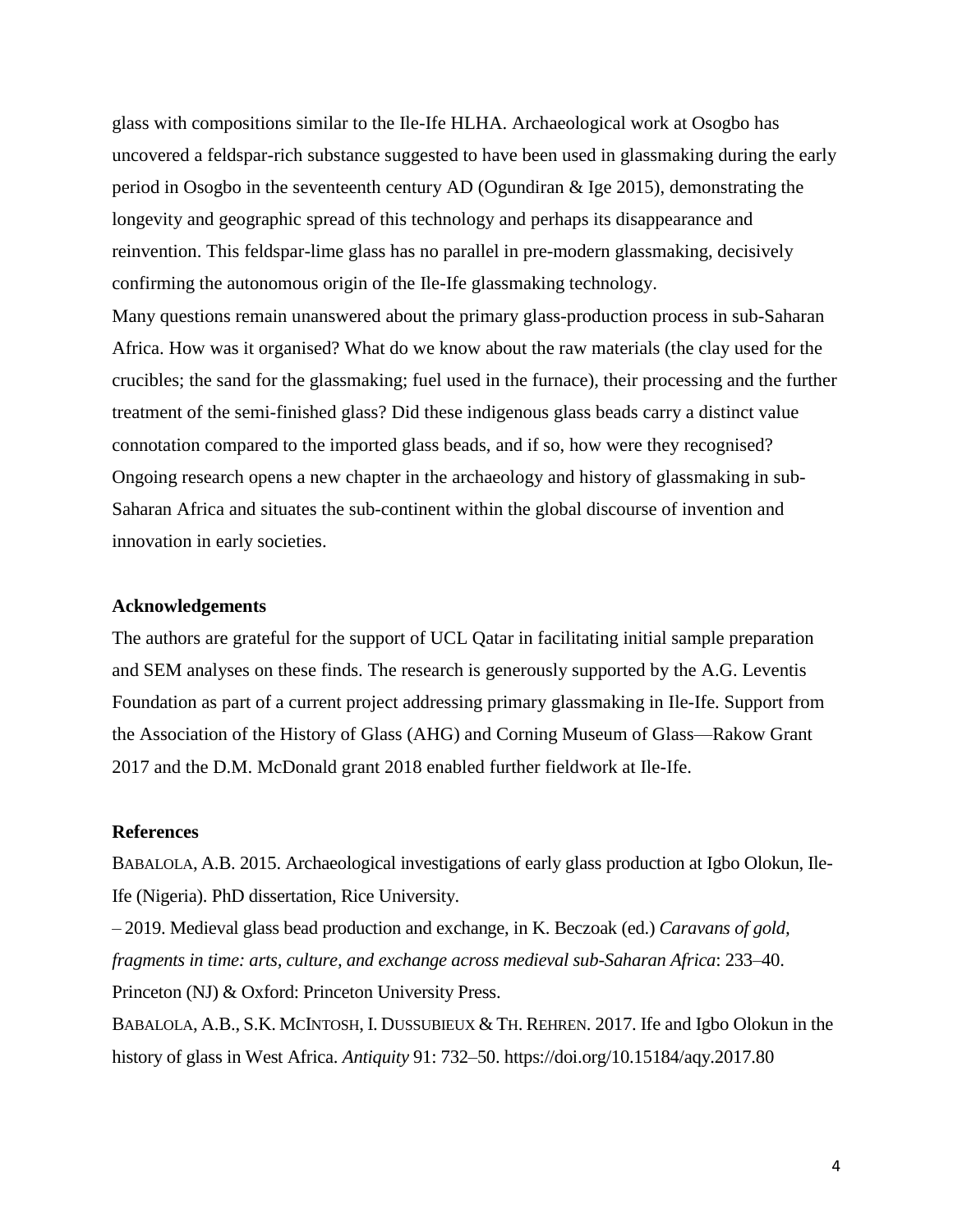glass with compositions similar to the Ile-Ife HLHA. Archaeological work at Osogbo has uncovered a feldspar-rich substance suggested to have been used in glassmaking during the early period in Osogbo in the seventeenth century AD (Ogundiran & Ige 2015), demonstrating the longevity and geographic spread of this technology and perhaps its disappearance and reinvention. This feldspar-lime glass has no parallel in pre-modern glassmaking, decisively confirming the autonomous origin of the Ile-Ife glassmaking technology.

Many questions remain unanswered about the primary glass-production process in sub-Saharan Africa. How was it organised? What do we know about the raw materials (the clay used for the crucibles; the sand for the glassmaking; fuel used in the furnace), their processing and the further treatment of the semi-finished glass? Did these indigenous glass beads carry a distinct value connotation compared to the imported glass beads, and if so, how were they recognised? Ongoing research opens a new chapter in the archaeology and history of glassmaking in sub-Saharan Africa and situates the sub-continent within the global discourse of invention and innovation in early societies.

### Acknowledgements

The authors are grateful for the support of UCL Qatar in facilitating initial sample preparation and SEM analyses on these finds. The research is generously supported by the A.G. Leventis Foundation as part of a current project addressing primary glassmaking in Ile-Ife. Support from the Association of the History of Glass (AHG) and Corning Museum of Glass—Rakow Grant 2017 and the D.M. McDonald grant 2018 enabled further fieldwork at Ile-Ife.

### References

BABALOLA, A.B. 2015. Archaeological investigations of early glass production at Igbo Olokun, Ile-Ife (Nigeria). PhD dissertation, Rice University.

– 2019. Medieval glass bead production and exchange, in K. Beczoak (ed.) *Caravans of gold, fragments in time: arts, culture, and exchange across medieval sub-Saharan Africa*: 233–40. Princeton (NJ) & Oxford: Princeton University Press.

BABALOLA, A.B., S.K. MCINTOSH, I. DUSSUBIEUX & TH. REHREN. 2017. Ife and Igbo Olokun in the history of glass in West Africa. *Antiquity* 91: 732–50. https://doi.org/10.15184/aqy.2017.80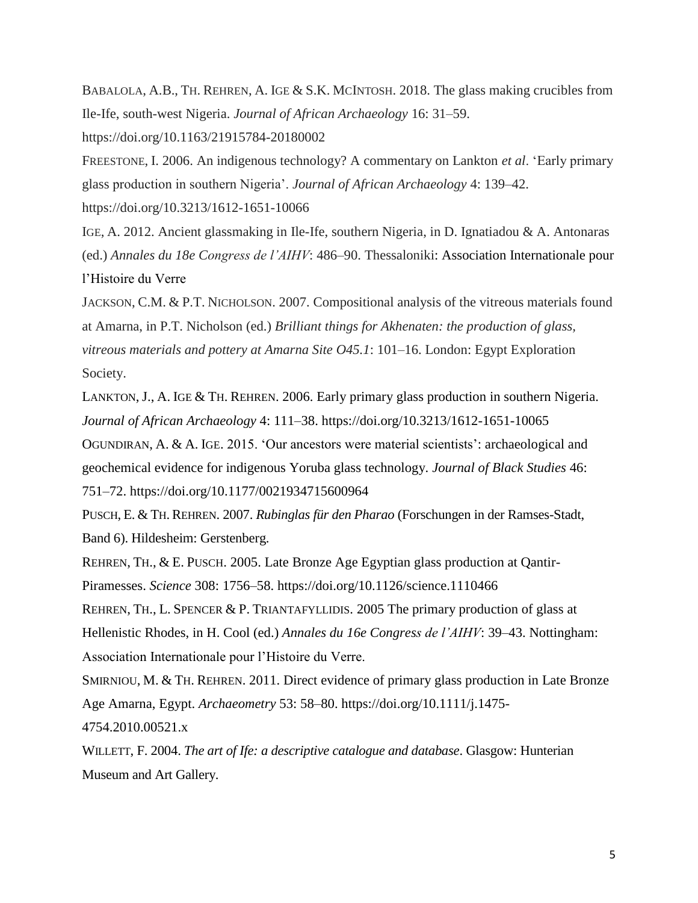BABALOLA, A.B., TH. REHREN, A. IGE & S.K. MCINTOSH. 2018. The glass making crucibles from Ile-Ife, south-west Nigeria. *Journal of African Archaeology* 16: 31–59. https://doi.org/10.1163/21915784-20180002

FREESTONE, I. 2006. An indigenous technology? A commentary on Lankton *et al*. 'Early primary glass production in southern Nigeria'. *Journal of African Archaeology* 4: 139–42. https://doi.org/10.3213/1612-1651-10066

IGE, A. 2012. Ancient glassmaking in Ile-Ife, southern Nigeria, in D. Ignatiadou & A. Antonaras (ed.) *Annales du 18e Congress de l'AIHV*: 486–90. Thessaloniki: Association Internationale pour l'Histoire du Verre

JACKSON, C.M. & P.T. NICHOLSON. 2007. Compositional analysis of the vitreous materials found at Amarna, in P.T. Nicholson (ed.) *Brilliant things for Akhenaten: the production of glass, vitreous materials and pottery at Amarna Site O45.1*: 101–16. London: Egypt Exploration Society.

LANKTON, J., A. IGE & TH. REHREN. 2006. Early primary glass production in southern Nigeria. *Journal of African Archaeology* 4: 111–38. https://doi.org/10.3213/1612-1651-10065

OGUNDIRAN, A. & A. IGE. 2015. 'Our ancestors were material scientists': archaeological and geochemical evidence for indigenous Yoruba glass technology. *Journal of Black Studies* 46: 751–72. https://doi.org/10.1177/0021934715600964

PUSCH, E. & TH. REHREN. 2007. *Rubinglas für den Pharao* (Forschungen in der Ramses-Stadt, Band 6). Hildesheim: Gerstenberg.

REHREN, TH., & E. PUSCH. 2005. Late Bronze Age Egyptian glass production at Qantir-Piramesses. *Science* 308: 1756–58. https://doi.org/10.1126/science.1110466

REHREN, TH., L. SPENCER & P. TRIANTAFYLLIDIS. 2005 The primary production of glass at Hellenistic Rhodes, in H. Cool (ed.) *Annales du 16e Congress de l'AIHV*: 39–43. Nottingham: Association Internationale pour l'Histoire du Verre.

SMIRNIOU, M. & TH. REHREN. 2011. Direct evidence of primary glass production in Late Bronze Age Amarna, Egypt. *Archaeometry* 53: 58–80. https://doi.org/10.1111/j.1475-4754.2010.00521.x

WILLETT, F. 2004. *The art of Ife: a descriptive catalogue and database*. Glasgow: Hunterian Museum and Art Gallery.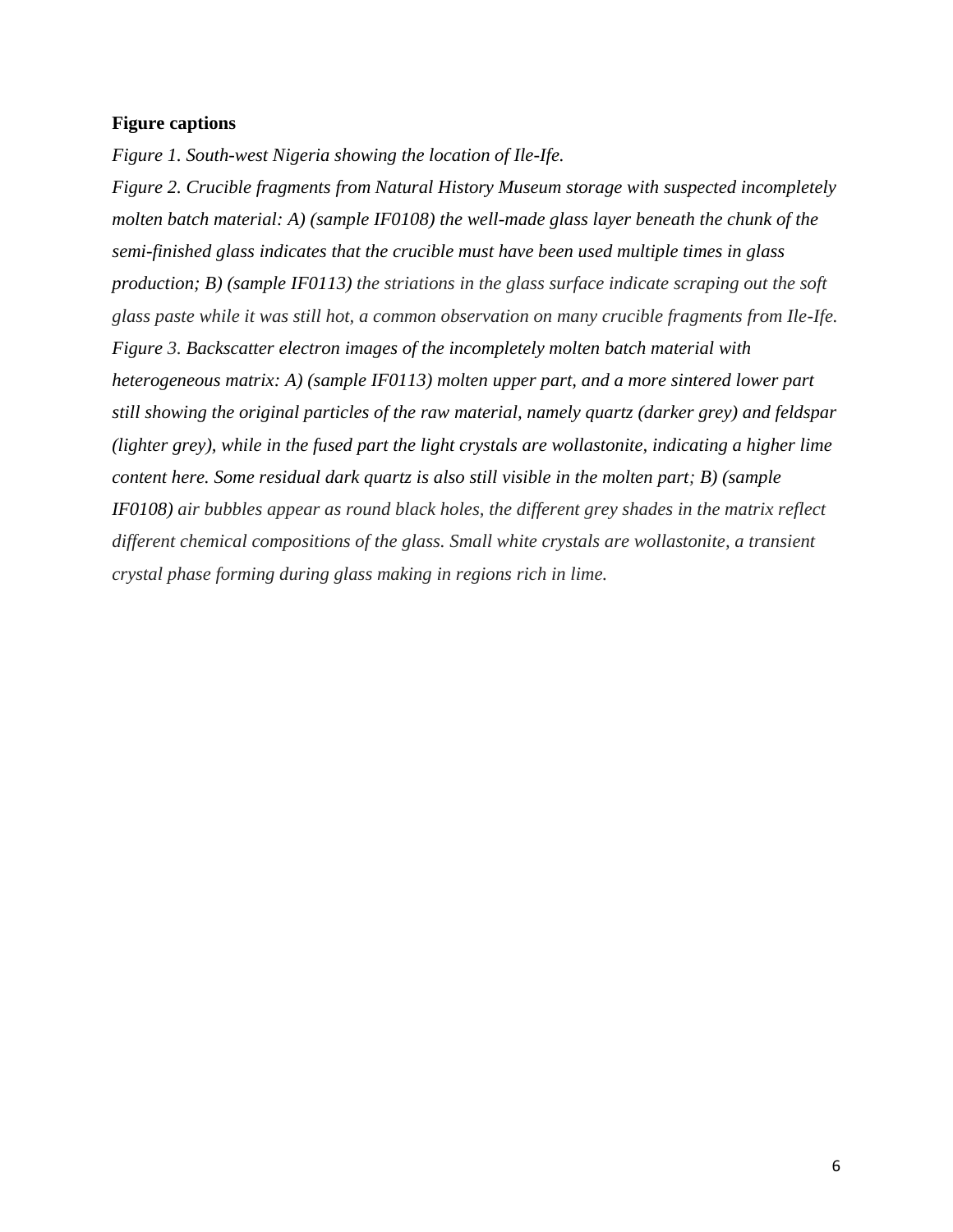**Figure captions**

*Figure 1. South-west Nigeria showing the location of Ile-Ife.*

*Figure 2. Crucible fragments from Natural History Museum storage with suspected incompletely molten batch material: A) (sample IF0108) the well-made glass layer beneath the chunk of the semi-finished glass indicates that the crucible must have been used multiple times in glass production; B) (sample IF0113) the striations in the glass surface indicate scraping out the soft glass paste while it was still hot, a common observation on many crucible fragments from Ile-Ife.*

*Figure 3. Backscatter electron images of the incompletely molten batch material with heterogeneous matrix: A) (sample IF0113) molten upper part, and a more sintered lower part still showing the original particles of the raw material, namely quartz (darker grey) and feldspar (lighter grey), while in the fused part the light crystals are wollastonite, indicating a higher lime content here. Some residual dark quartz is also still visible in the molten part; B) (sample IF0108) air bubbles appear as round black holes, the different grey shades in the matrix reflect different chemical compositions of the glass. Small white crystals are wollastonite, a transient crystal phase forming during glass making in regions rich in lime.*